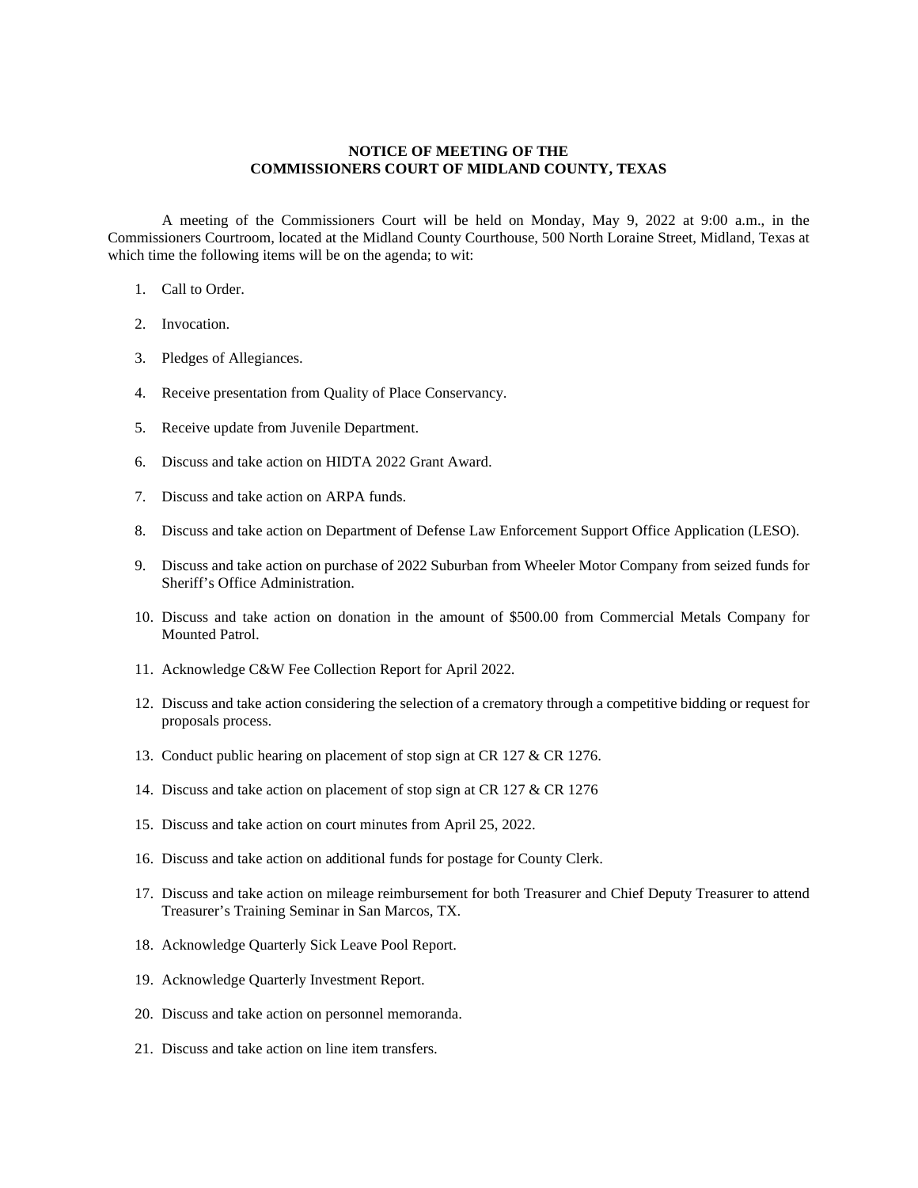**NOTICE OF MEETING OF THE**
**COMMISSIONERS COURT OF MIDLAND COUNTY, TEXAS**

A meeting of the Commissioners Court will be held on Monday, May 9, 2022 at 9:00 a.m., in the Commissioners Courtroom, located at the Midland County Courthouse, 500 North Loraine Street, Midland, Texas at which time the following items will be on the agenda; to wit:

1. Call to Order.

2. Invocation.

3. Pledges of Allegiances.

4. Receive presentation from Quality of Place Conservancy.

5. Receive update from Juvenile Department.

6. Discuss and take action on HIDTA 2022 Grant Award.

7. Discuss and take action on ARPA funds.

8. Discuss and take action on Department of Defense Law Enforcement Support Office Application (LESO).

9. Discuss and take action on purchase of 2022 Suburban from Wheeler Motor Company from seized funds for Sheriff's Office Administration.

10. Discuss and take action on donation in the amount of $500.00 from Commercial Metals Company for Mounted Patrol.

11. Acknowledge C&W Fee Collection Report for April 2022.

12. Discuss and take action considering the selection of a crematory through a competitive bidding or request for proposals process.

13. Conduct public hearing on placement of stop sign at CR 127 & CR 1276.

14. Discuss and take action on placement of stop sign at CR 127 & CR 1276

15. Discuss and take action on court minutes from April 25, 2022.

16. Discuss and take action on additional funds for postage for County Clerk.

17. Discuss and take action on mileage reimbursement for both Treasurer and Chief Deputy Treasurer to attend Treasurer's Training Seminar in San Marcos, TX.

18. Acknowledge Quarterly Sick Leave Pool Report.

19. Acknowledge Quarterly Investment Report.

20. Discuss and take action on personnel memoranda.

21. Discuss and take action on line item transfers.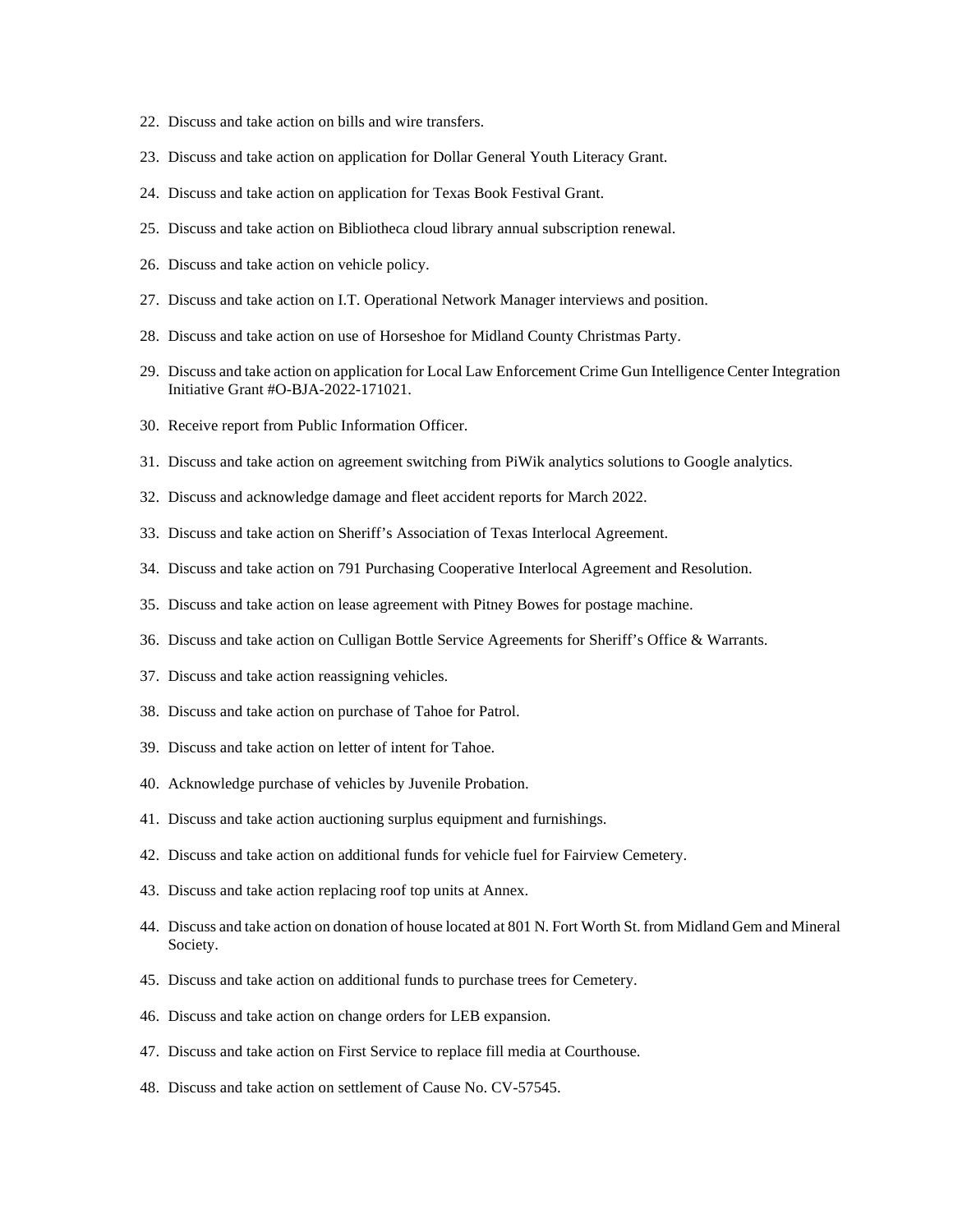22. Discuss and take action on bills and wire transfers.

23. Discuss and take action on application for Dollar General Youth Literacy Grant.

24. Discuss and take action on application for Texas Book Festival Grant.

25. Discuss and take action on Bibliotheca cloud library annual subscription renewal.

26. Discuss and take action on vehicle policy.

27. Discuss and take action on I.T. Operational Network Manager interviews and position.

28. Discuss and take action on use of Horseshoe for Midland County Christmas Party.

29. Discuss and take action on application for Local Law Enforcement Crime Gun Intelligence Center Integration Initiative Grant #O-BJA-2022-171021.

30. Receive report from Public Information Officer.

31. Discuss and take action on agreement switching from PiWik analytics solutions to Google analytics.

32. Discuss and acknowledge damage and fleet accident reports for March 2022.

33. Discuss and take action on Sheriff's Association of Texas Interlocal Agreement.

34. Discuss and take action on 791 Purchasing Cooperative Interlocal Agreement and Resolution.

35. Discuss and take action on lease agreement with Pitney Bowes for postage machine.

36. Discuss and take action on Culligan Bottle Service Agreements for Sheriff's Office & Warrants.

37. Discuss and take action reassigning vehicles.

38. Discuss and take action on purchase of Tahoe for Patrol.

39. Discuss and take action on letter of intent for Tahoe.

40. Acknowledge purchase of vehicles by Juvenile Probation.

41. Discuss and take action auctioning surplus equipment and furnishings.

42. Discuss and take action on additional funds for vehicle fuel for Fairview Cemetery.

43. Discuss and take action replacing roof top units at Annex.

44. Discuss and take action on donation of house located at 801 N. Fort Worth St. from Midland Gem and Mineral Society.

45. Discuss and take action on additional funds to purchase trees for Cemetery.

46. Discuss and take action on change orders for LEB expansion.

47. Discuss and take action on First Service to replace fill media at Courthouse.

48. Discuss and take action on settlement of Cause No. CV-57545.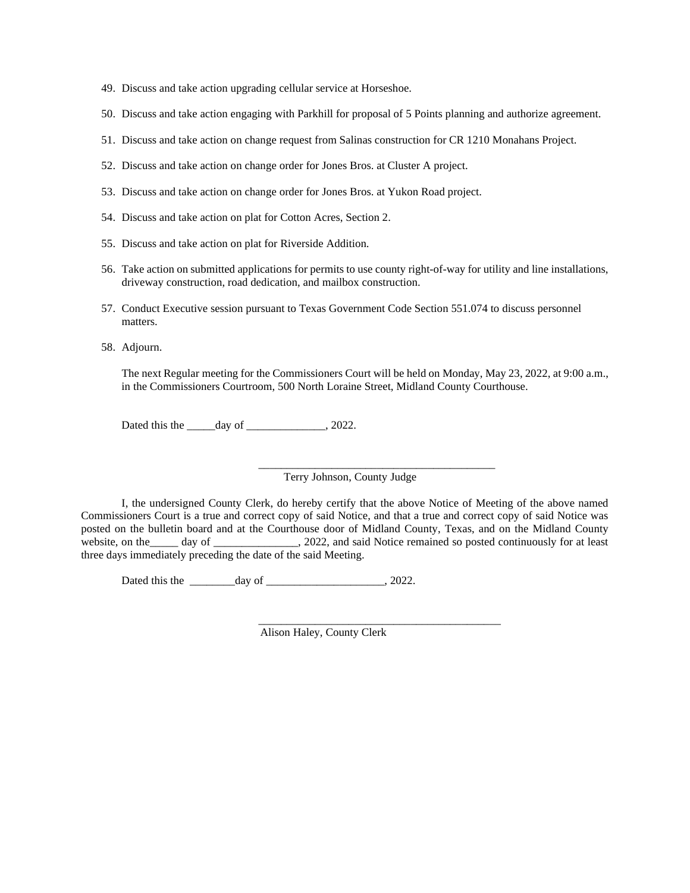49. Discuss and take action upgrading cellular service at Horseshoe.

50. Discuss and take action engaging with Parkhill for proposal of 5 Points planning and authorize agreement.

51. Discuss and take action on change request from Salinas construction for CR 1210 Monahans Project.

52. Discuss and take action on change order for Jones Bros. at Cluster A project.

53. Discuss and take action on change order for Jones Bros. at Yukon Road project.

54. Discuss and take action on plat for Cotton Acres, Section 2.

55. Discuss and take action on plat for Riverside Addition.

56. Take action on submitted applications for permits to use county right-of-way for utility and line installations, driveway construction, road dedication, and mailbox construction.

57. Conduct Executive session pursuant to Texas Government Code Section 551.074 to discuss personnel matters.

58. Adjourn.

The next Regular meeting for the Commissioners Court will be held on Monday, May 23, 2022, at 9:00 a.m., in the Commissioners Courtroom, 500 North Loraine Street, Midland County Courthouse.

Dated this the _____day of ______________, 2022.

___________________________________________
Terry Johnson, County Judge

I, the undersigned County Clerk, do hereby certify that the above Notice of Meeting of the above named Commissioners Court is a true and correct copy of said Notice, and that a true and correct copy of said Notice was posted on the bulletin board and at the Courthouse door of Midland County, Texas, and on the Midland County website, on the_____ day of _______________, 2022, and said Notice remained so posted continuously for at least three days immediately preceding the date of the said Meeting.

Dated this the ________day of _____________________, 2022.

____________________________________________
Alison Haley, County Clerk